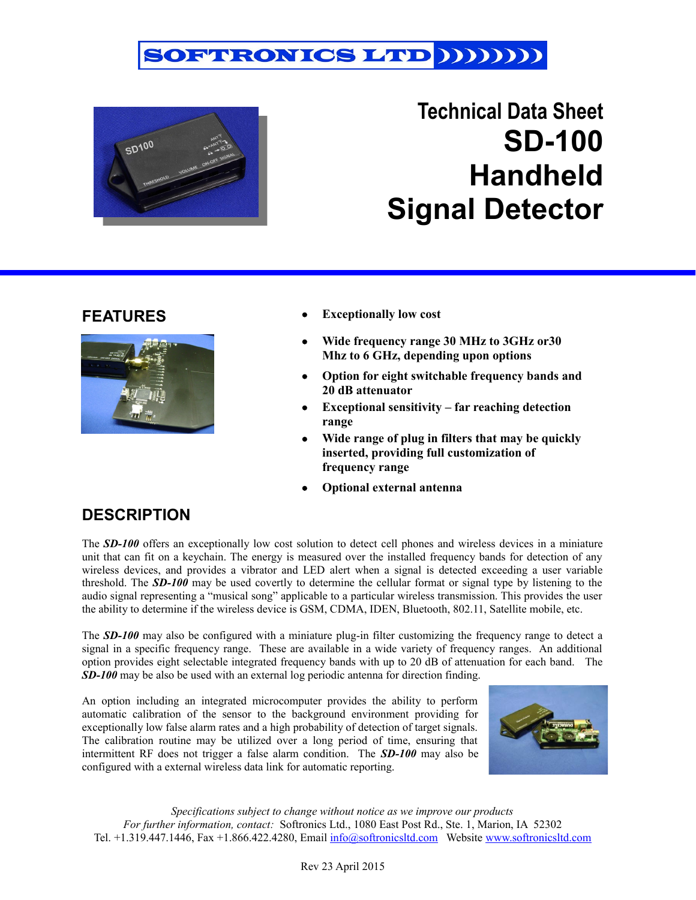# SOFTRONICS LTD

# Technical Data Sheet
# SD-100
# Handheld Signal Detector

## FEATURES

- **Exceptionally low cost**
- **Wide frequency range 30 MHz to 3GHz or30 Mhz to 6 GHz, depending upon options**
- **Option for eight switchable frequency bands and 20 dB attenuator**
- **Exceptional sensitivity – far reaching detection range**
- **Wide range of plug in filters that may be quickly inserted, providing full customization of frequency range**
- **Optional external antenna**

## DESCRIPTION

The ***SD-100*** offers an exceptionally low cost solution to detect cell phones and wireless devices in a miniature unit that can fit on a keychain. The energy is measured over the installed frequency bands for detection of any wireless devices, and provides a vibrator and LED alert when a signal is detected exceeding a user variable threshold. The ***SD-100*** may be used covertly to determine the cellular format or signal type by listening to the audio signal representing a "musical song" applicable to a particular wireless transmission. This provides the user the ability to determine if the wireless device is GSM, CDMA, IDEN, Bluetooth, 802.11, Satellite mobile, etc.

The ***SD-100*** may also be configured with a miniature plug-in filter customizing the frequency range to detect a signal in a specific frequency range. These are available in a wide variety of frequency ranges. An additional option provides eight selectable integrated frequency bands with up to 20 dB of attenuation for each band. The ***SD-100*** may be also be used with an external log periodic antenna for direction finding.

An option including an integrated microcomputer provides the ability to perform automatic calibration of the sensor to the background environment providing for exceptionally low false alarm rates and a high probability of detection of target signals. The calibration routine may be utilized over a long period of time, ensuring that intermittent RF does not trigger a false alarm condition. The ***SD-100*** may also be configured with a external wireless data link for automatic reporting.

*Specifications subject to change without notice as we improve our products*
*For further information, contact:* Softronics Ltd., 1080 East Post Rd., Ste. 1, Marion, IA 52302
Tel. +1.319.447.1446, Fax +1.866.422.4280, Email info@softronicsltd.com Website www.softronicsltd.com

Rev 23 April 2015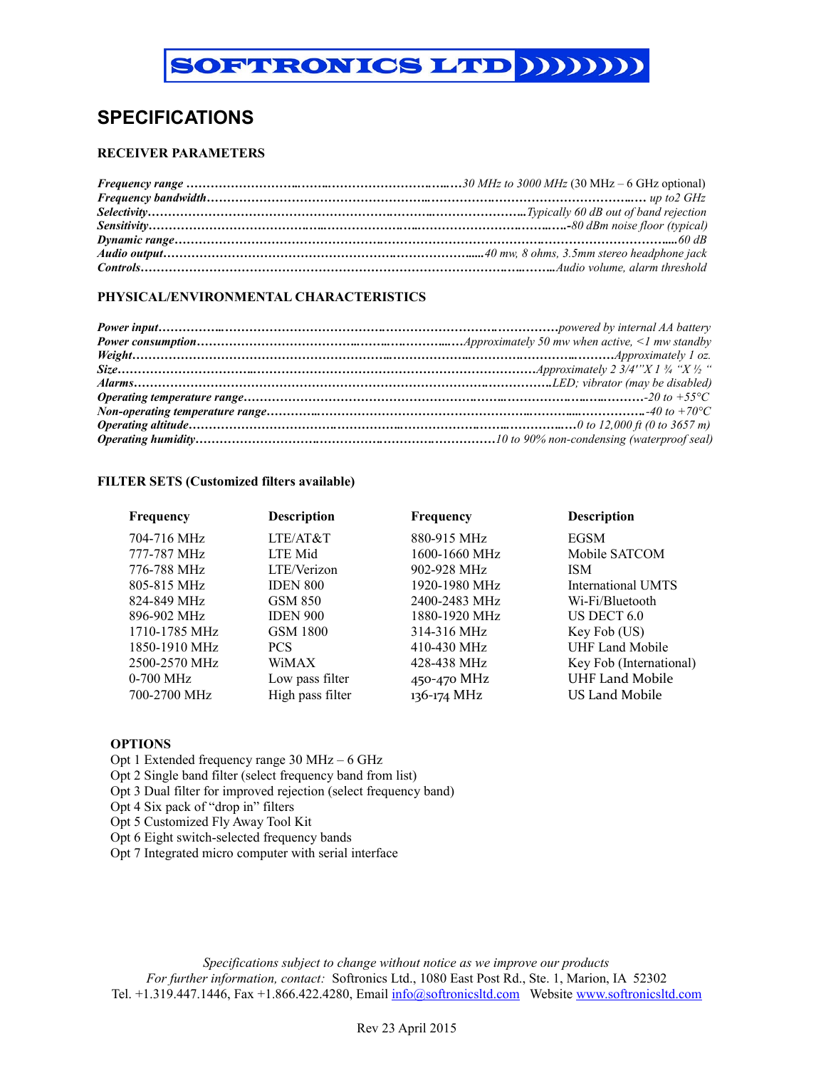SOFTRONICS LTD

## SPECIFICATIONS

### RECEIVER PARAMETERS

*Frequency range* …*30 MHz to 3000 MHz* (30 MHz – 6 GHz optional)
*Frequency bandwidth*… *up to2 GHz*
*Selectivity*…*Typically 60 dB out of band rejection*
*Sensitivity*…*-80 dBm noise floor (typical)*
*Dynamic range*…*60 dB*
*Audio output*…*40 mw, 8 ohms, 3.5mm stereo headphone jack*
*Controls*…*Audio volume, alarm threshold*

### PHYSICAL/ENVIRONMENTAL CHARACTERISTICS

*Power input*…*powered by internal AA battery*
*Power consumption*…*Approximately 50 mw when active, <1 mw standby*
*Weight*…*Approximately 1 oz.*
*Size*…*Approximately 2 3/4'"X 1 ¾ "X ½ "*
*Alarms*…*LED; vibrator (may be disabled)*
*Operating temperature range*…*-20 to +55°C*
*Non-operating temperature range*…*-40 to +70°C*
*Operating altitude*…*0 to 12,000 ft (0 to 3657 m)*
*Operating humidity*…*10 to 90% non-condensing (waterproof seal)*

### FILTER SETS (Customized filters available)

| Frequency | Description | Frequency | Description |
|---|---|---|---|
| 704-716 MHz | LTE/AT&T | 880-915 MHz | EGSM |
| 777-787 MHz | LTE Mid | 1600-1660 MHz | Mobile SATCOM |
| 776-788 MHz | LTE/Verizon | 902-928 MHz | ISM |
| 805-815 MHz | IDEN 800 | 1920-1980 MHz | International UMTS |
| 824-849 MHz | GSM 850 | 2400-2483 MHz | Wi-Fi/Bluetooth |
| 896-902 MHz | IDEN 900 | 1880-1920 MHz | US DECT 6.0 |
| 1710-1785 MHz | GSM 1800 | 314-316 MHz | Key Fob (US) |
| 1850-1910 MHz | PCS | 410-430 MHz | UHF Land Mobile |
| 2500-2570 MHz | WiMAX | 428-438 MHz | Key Fob (International) |
| 0-700 MHz | Low pass filter | 450-470 MHz | UHF Land Mobile |
| 700-2700 MHz | High pass filter | 136-174 MHz | US Land Mobile |

**OPTIONS**

Opt 1 Extended frequency range 30 MHz – 6 GHz
Opt 2 Single band filter (select frequency band from list)
Opt 3 Dual filter for improved rejection (select frequency band)
Opt 4 Six pack of "drop in" filters
Opt 5 Customized Fly Away Tool Kit
Opt 6 Eight switch-selected frequency bands
Opt 7 Integrated micro computer with serial interface

*Specifications subject to change without notice as we improve our products*
*For further information, contact:* Softronics Ltd., 1080 East Post Rd., Ste. 1, Marion, IA 52302
Tel. +1.319.447.1446, Fax +1.866.422.4280, Email info@softronicsltd.com Website www.softronicsltd.com

Rev 23 April 2015